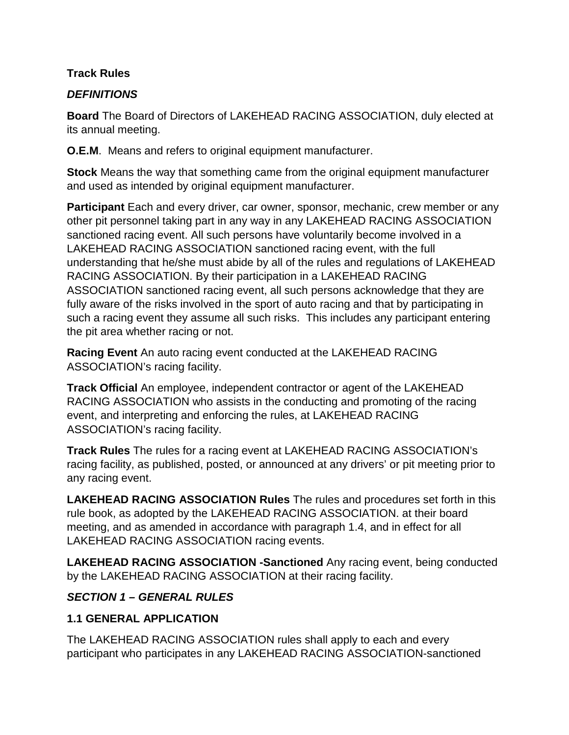**Track Rules**

***DEFINITIONS***

**Board** The Board of Directors of LAKEHEAD RACING ASSOCIATION, duly elected at its annual meeting.

**O.E.M**. Means and refers to original equipment manufacturer.

**Stock** Means the way that something came from the original equipment manufacturer and used as intended by original equipment manufacturer.

**Participant** Each and every driver, car owner, sponsor, mechanic, crew member or any other pit personnel taking part in any way in any LAKEHEAD RACING ASSOCIATION sanctioned racing event. All such persons have voluntarily become involved in a LAKEHEAD RACING ASSOCIATION sanctioned racing event, with the full understanding that he/she must abide by all of the rules and regulations of LAKEHEAD RACING ASSOCIATION. By their participation in a LAKEHEAD RACING ASSOCIATION sanctioned racing event, all such persons acknowledge that they are fully aware of the risks involved in the sport of auto racing and that by participating in such a racing event they assume all such risks. This includes any participant entering the pit area whether racing or not.

**Racing Event** An auto racing event conducted at the LAKEHEAD RACING ASSOCIATION's racing facility.

**Track Official** An employee, independent contractor or agent of the LAKEHEAD RACING ASSOCIATION who assists in the conducting and promoting of the racing event, and interpreting and enforcing the rules, at LAKEHEAD RACING ASSOCIATION's racing facility.

**Track Rules** The rules for a racing event at LAKEHEAD RACING ASSOCIATION's racing facility, as published, posted, or announced at any drivers' or pit meeting prior to any racing event.

**LAKEHEAD RACING ASSOCIATION Rules** The rules and procedures set forth in this rule book, as adopted by the LAKEHEAD RACING ASSOCIATION. at their board meeting, and as amended in accordance with paragraph 1.4, and in effect for all LAKEHEAD RACING ASSOCIATION racing events.

**LAKEHEAD RACING ASSOCIATION -Sanctioned** Any racing event, being conducted by the LAKEHEAD RACING ASSOCIATION at their racing facility.

***SECTION 1 – GENERAL RULES***

**1.1 GENERAL APPLICATION**

The LAKEHEAD RACING ASSOCIATION rules shall apply to each and every participant who participates in any LAKEHEAD RACING ASSOCIATION-sanctioned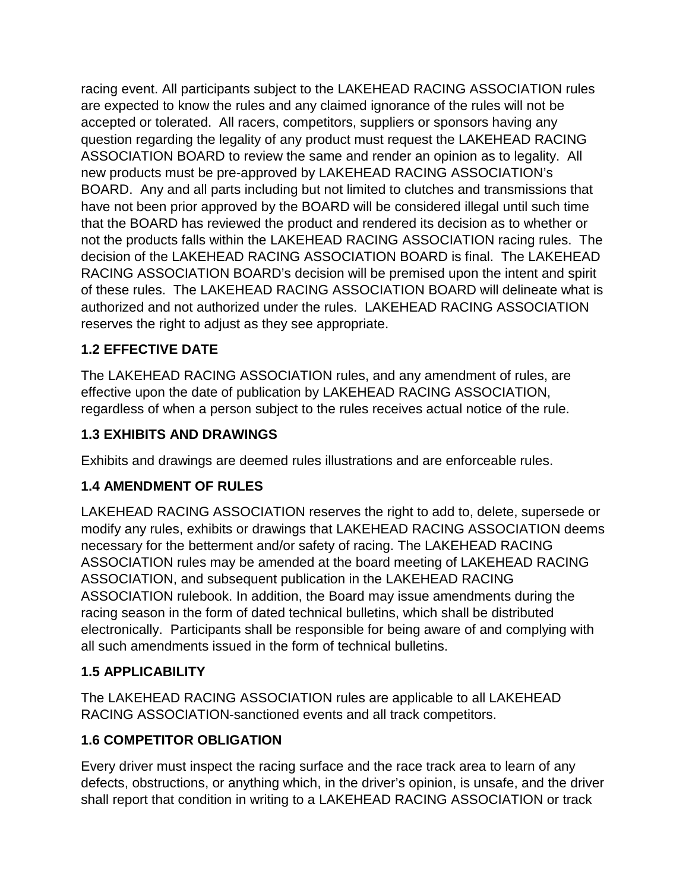racing event. All participants subject to the LAKEHEAD RACING ASSOCIATION rules are expected to know the rules and any claimed ignorance of the rules will not be accepted or tolerated. All racers, competitors, suppliers or sponsors having any question regarding the legality of any product must request the LAKEHEAD RACING ASSOCIATION BOARD to review the same and render an opinion as to legality. All new products must be pre-approved by LAKEHEAD RACING ASSOCIATION's BOARD. Any and all parts including but not limited to clutches and transmissions that have not been prior approved by the BOARD will be considered illegal until such time that the BOARD has reviewed the product and rendered its decision as to whether or not the products falls within the LAKEHEAD RACING ASSOCIATION racing rules. The decision of the LAKEHEAD RACING ASSOCIATION BOARD is final. The LAKEHEAD RACING ASSOCIATION BOARD's decision will be premised upon the intent and spirit of these rules. The LAKEHEAD RACING ASSOCIATION BOARD will delineate what is authorized and not authorized under the rules. LAKEHEAD RACING ASSOCIATION reserves the right to adjust as they see appropriate.

### 1.2 EFFECTIVE DATE

The LAKEHEAD RACING ASSOCIATION rules, and any amendment of rules, are effective upon the date of publication by LAKEHEAD RACING ASSOCIATION, regardless of when a person subject to the rules receives actual notice of the rule.

### 1.3 EXHIBITS AND DRAWINGS

Exhibits and drawings are deemed rules illustrations and are enforceable rules.

### 1.4 AMENDMENT OF RULES

LAKEHEAD RACING ASSOCIATION reserves the right to add to, delete, supersede or modify any rules, exhibits or drawings that LAKEHEAD RACING ASSOCIATION deems necessary for the betterment and/or safety of racing. The LAKEHEAD RACING ASSOCIATION rules may be amended at the board meeting of LAKEHEAD RACING ASSOCIATION, and subsequent publication in the LAKEHEAD RACING ASSOCIATION rulebook. In addition, the Board may issue amendments during the racing season in the form of dated technical bulletins, which shall be distributed electronically. Participants shall be responsible for being aware of and complying with all such amendments issued in the form of technical bulletins.

### 1.5 APPLICABILITY

The LAKEHEAD RACING ASSOCIATION rules are applicable to all LAKEHEAD RACING ASSOCIATION-sanctioned events and all track competitors.

### 1.6 COMPETITOR OBLIGATION

Every driver must inspect the racing surface and the race track area to learn of any defects, obstructions, or anything which, in the driver's opinion, is unsafe, and the driver shall report that condition in writing to a LAKEHEAD RACING ASSOCIATION or track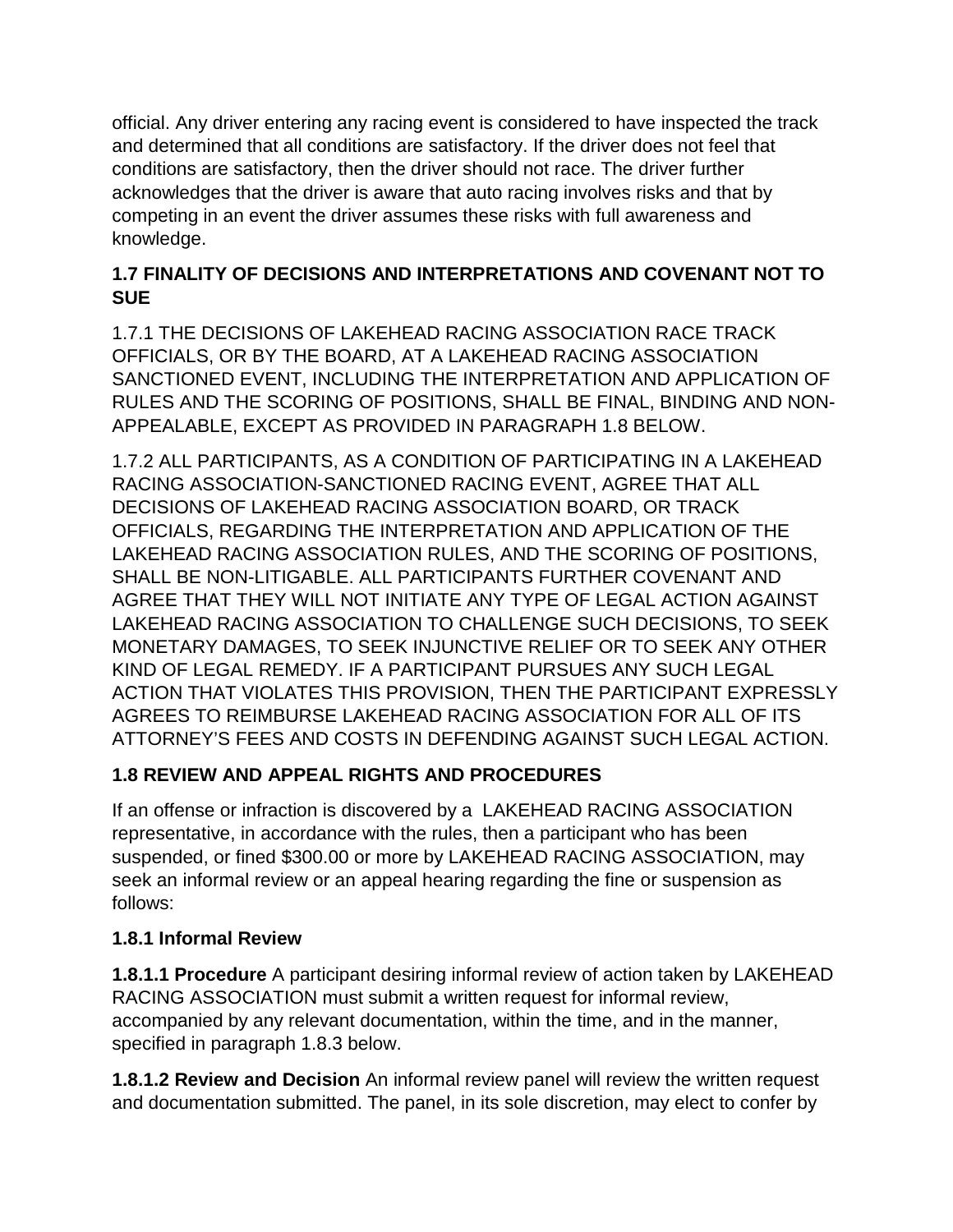official. Any driver entering any racing event is considered to have inspected the track and determined that all conditions are satisfactory. If the driver does not feel that conditions are satisfactory, then the driver should not race. The driver further acknowledges that the driver is aware that auto racing involves risks and that by competing in an event the driver assumes these risks with full awareness and knowledge.

### 1.7 FINALITY OF DECISIONS AND INTERPRETATIONS AND COVENANT NOT TO SUE

1.7.1 THE DECISIONS OF LAKEHEAD RACING ASSOCIATION RACE TRACK OFFICIALS, OR BY THE BOARD, AT A LAKEHEAD RACING ASSOCIATION SANCTIONED EVENT, INCLUDING THE INTERPRETATION AND APPLICATION OF RULES AND THE SCORING OF POSITIONS, SHALL BE FINAL, BINDING AND NON-APPEALABLE, EXCEPT AS PROVIDED IN PARAGRAPH 1.8 BELOW.

1.7.2 ALL PARTICIPANTS, AS A CONDITION OF PARTICIPATING IN A LAKEHEAD RACING ASSOCIATION-SANCTIONED RACING EVENT, AGREE THAT ALL DECISIONS OF LAKEHEAD RACING ASSOCIATION BOARD, OR TRACK OFFICIALS, REGARDING THE INTERPRETATION AND APPLICATION OF THE LAKEHEAD RACING ASSOCIATION RULES, AND THE SCORING OF POSITIONS, SHALL BE NON-LITIGABLE. ALL PARTICIPANTS FURTHER COVENANT AND AGREE THAT THEY WILL NOT INITIATE ANY TYPE OF LEGAL ACTION AGAINST LAKEHEAD RACING ASSOCIATION TO CHALLENGE SUCH DECISIONS, TO SEEK MONETARY DAMAGES, TO SEEK INJUNCTIVE RELIEF OR TO SEEK ANY OTHER KIND OF LEGAL REMEDY. IF A PARTICIPANT PURSUES ANY SUCH LEGAL ACTION THAT VIOLATES THIS PROVISION, THEN THE PARTICIPANT EXPRESSLY AGREES TO REIMBURSE LAKEHEAD RACING ASSOCIATION FOR ALL OF ITS ATTORNEY'S FEES AND COSTS IN DEFENDING AGAINST SUCH LEGAL ACTION.

### 1.8 REVIEW AND APPEAL RIGHTS AND PROCEDURES

If an offense or infraction is discovered by a LAKEHEAD RACING ASSOCIATION representative, in accordance with the rules, then a participant who has been suspended, or fined $300.00 or more by LAKEHEAD RACING ASSOCIATION, may seek an informal review or an appeal hearing regarding the fine or suspension as follows:

#### 1.8.1 Informal Review

**1.8.1.1 Procedure** A participant desiring informal review of action taken by LAKEHEAD RACING ASSOCIATION must submit a written request for informal review, accompanied by any relevant documentation, within the time, and in the manner, specified in paragraph 1.8.3 below.

**1.8.1.2 Review and Decision** An informal review panel will review the written request and documentation submitted. The panel, in its sole discretion, may elect to confer by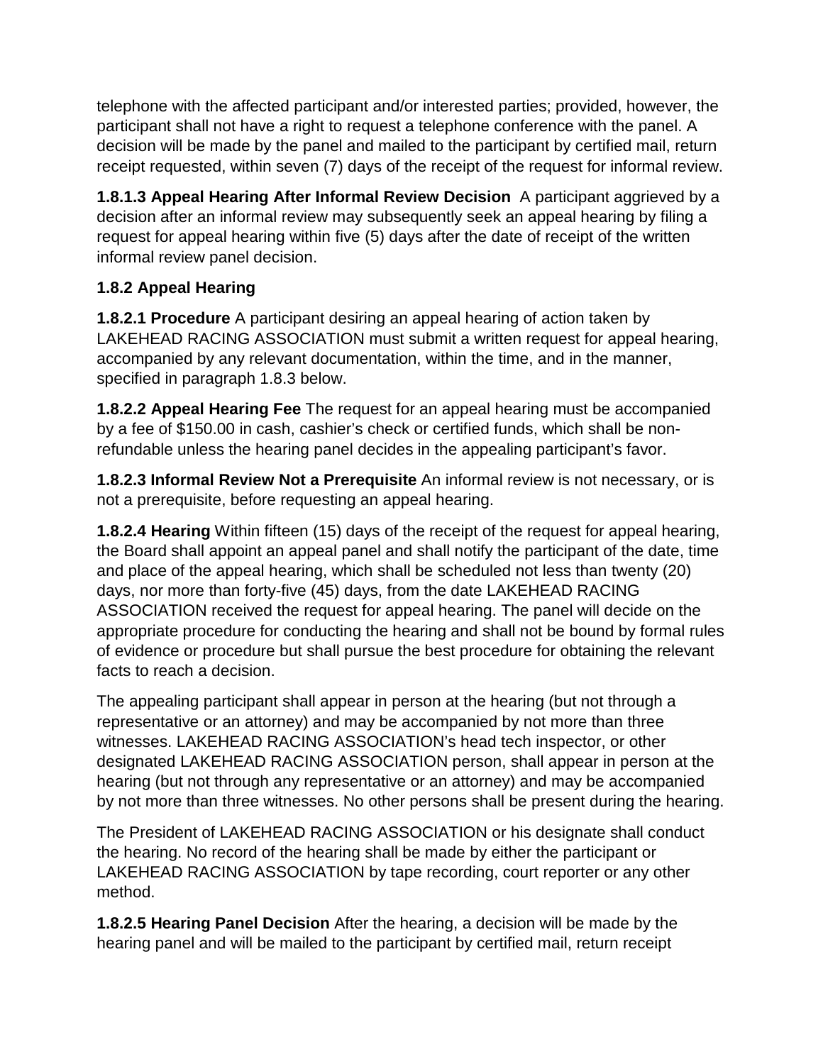telephone with the affected participant and/or interested parties; provided, however, the participant shall not have a right to request a telephone conference with the panel. A decision will be made by the panel and mailed to the participant by certified mail, return receipt requested, within seven (7) days of the receipt of the request for informal review.

**1.8.1.3 Appeal Hearing After Informal Review Decision** A participant aggrieved by a decision after an informal review may subsequently seek an appeal hearing by filing a request for appeal hearing within five (5) days after the date of receipt of the written informal review panel decision.

**1.8.2 Appeal Hearing**

**1.8.2.1 Procedure** A participant desiring an appeal hearing of action taken by LAKEHEAD RACING ASSOCIATION must submit a written request for appeal hearing, accompanied by any relevant documentation, within the time, and in the manner, specified in paragraph 1.8.3 below.

**1.8.2.2 Appeal Hearing Fee** The request for an appeal hearing must be accompanied by a fee of $150.00 in cash, cashier's check or certified funds, which shall be non-refundable unless the hearing panel decides in the appealing participant's favor.

**1.8.2.3 Informal Review Not a Prerequisite** An informal review is not necessary, or is not a prerequisite, before requesting an appeal hearing.

**1.8.2.4 Hearing** Within fifteen (15) days of the receipt of the request for appeal hearing, the Board shall appoint an appeal panel and shall notify the participant of the date, time and place of the appeal hearing, which shall be scheduled not less than twenty (20) days, nor more than forty-five (45) days, from the date LAKEHEAD RACING ASSOCIATION received the request for appeal hearing. The panel will decide on the appropriate procedure for conducting the hearing and shall not be bound by formal rules of evidence or procedure but shall pursue the best procedure for obtaining the relevant facts to reach a decision.

The appealing participant shall appear in person at the hearing (but not through a representative or an attorney) and may be accompanied by not more than three witnesses. LAKEHEAD RACING ASSOCIATION's head tech inspector, or other designated LAKEHEAD RACING ASSOCIATION person, shall appear in person at the hearing (but not through any representative or an attorney) and may be accompanied by not more than three witnesses. No other persons shall be present during the hearing.

The President of LAKEHEAD RACING ASSOCIATION or his designate shall conduct the hearing. No record of the hearing shall be made by either the participant or LAKEHEAD RACING ASSOCIATION by tape recording, court reporter or any other method.

**1.8.2.5 Hearing Panel Decision** After the hearing, a decision will be made by the hearing panel and will be mailed to the participant by certified mail, return receipt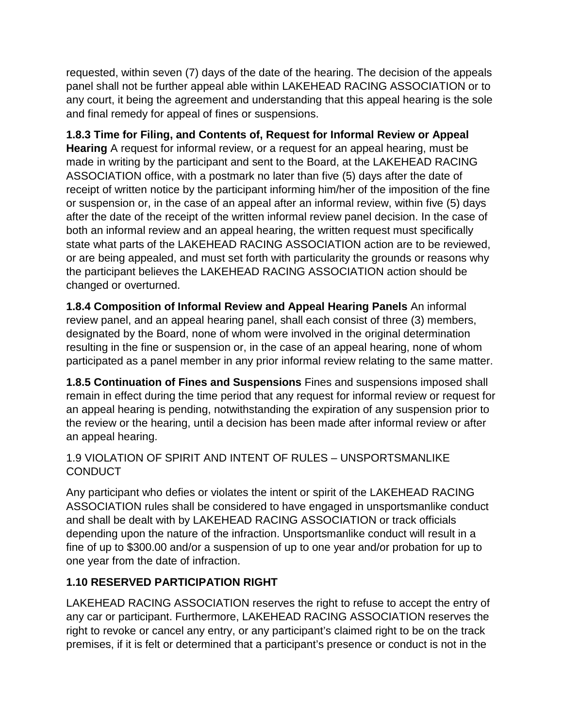requested, within seven (7) days of the date of the hearing. The decision of the appeals panel shall not be further appeal able within LAKEHEAD RACING ASSOCIATION or to any court, it being the agreement and understanding that this appeal hearing is the sole and final remedy for appeal of fines or suspensions.

**1.8.3 Time for Filing, and Contents of, Request for Informal Review or Appeal Hearing** A request for informal review, or a request for an appeal hearing, must be made in writing by the participant and sent to the Board, at the LAKEHEAD RACING ASSOCIATION office, with a postmark no later than five (5) days after the date of receipt of written notice by the participant informing him/her of the imposition of the fine or suspension or, in the case of an appeal after an informal review, within five (5) days after the date of the receipt of the written informal review panel decision. In the case of both an informal review and an appeal hearing, the written request must specifically state what parts of the LAKEHEAD RACING ASSOCIATION action are to be reviewed, or are being appealed, and must set forth with particularity the grounds or reasons why the participant believes the LAKEHEAD RACING ASSOCIATION action should be changed or overturned.

**1.8.4 Composition of Informal Review and Appeal Hearing Panels** An informal review panel, and an appeal hearing panel, shall each consist of three (3) members, designated by the Board, none of whom were involved in the original determination resulting in the fine or suspension or, in the case of an appeal hearing, none of whom participated as a panel member in any prior informal review relating to the same matter.

**1.8.5 Continuation of Fines and Suspensions** Fines and suspensions imposed shall remain in effect during the time period that any request for informal review or request for an appeal hearing is pending, notwithstanding the expiration of any suspension prior to the review or the hearing, until a decision has been made after informal review or after an appeal hearing.

## 1.9 VIOLATION OF SPIRIT AND INTENT OF RULES – UNSPORTSMANLIKE CONDUCT

Any participant who defies or violates the intent or spirit of the LAKEHEAD RACING ASSOCIATION rules shall be considered to have engaged in unsportsmanlike conduct and shall be dealt with by LAKEHEAD RACING ASSOCIATION or track officials depending upon the nature of the infraction. Unsportsmanlike conduct will result in a fine of up to $300.00 and/or a suspension of up to one year and/or probation for up to one year from the date of infraction.

## 1.10 RESERVED PARTICIPATION RIGHT

LAKEHEAD RACING ASSOCIATION reserves the right to refuse to accept the entry of any car or participant. Furthermore, LAKEHEAD RACING ASSOCIATION reserves the right to revoke or cancel any entry, or any participant's claimed right to be on the track premises, if it is felt or determined that a participant's presence or conduct is not in the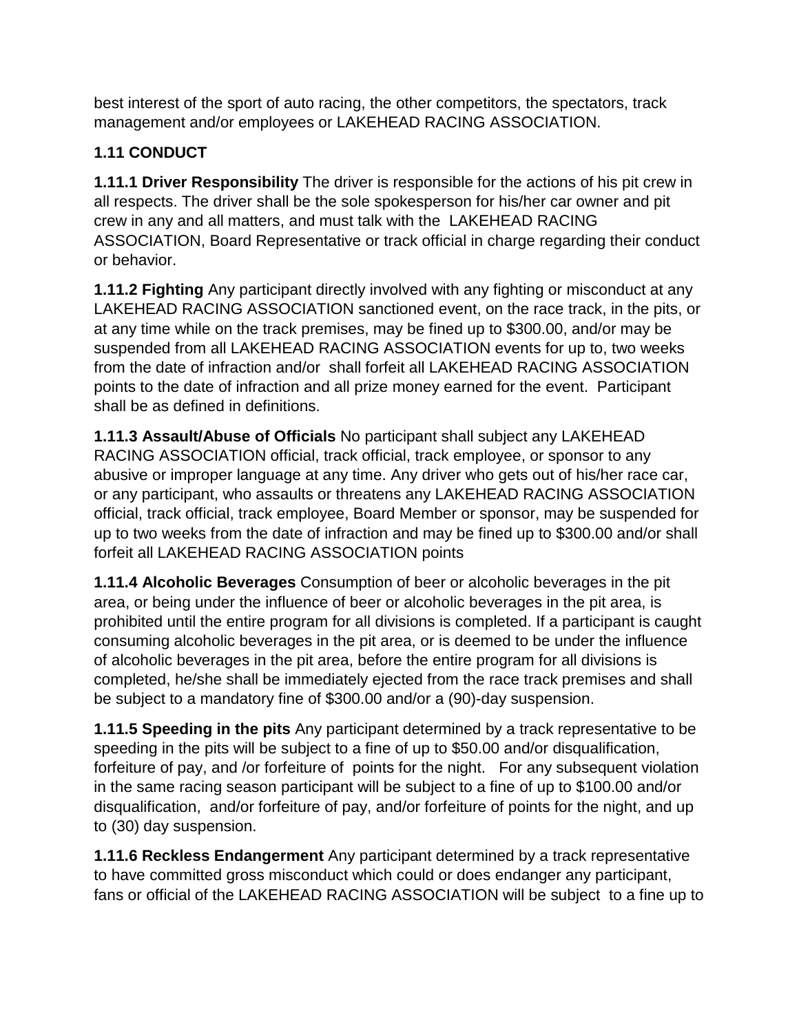best interest of the sport of auto racing, the other competitors, the spectators, track management and/or employees or LAKEHEAD RACING ASSOCIATION.

### 1.11 CONDUCT

**1.11.1 Driver Responsibility** The driver is responsible for the actions of his pit crew in all respects. The driver shall be the sole spokesperson for his/her car owner and pit crew in any and all matters, and must talk with the LAKEHEAD RACING ASSOCIATION, Board Representative or track official in charge regarding their conduct or behavior.

**1.11.2 Fighting** Any participant directly involved with any fighting or misconduct at any LAKEHEAD RACING ASSOCIATION sanctioned event, on the race track, in the pits, or at any time while on the track premises, may be fined up to $300.00, and/or may be suspended from all LAKEHEAD RACING ASSOCIATION events for up to, two weeks from the date of infraction and/or shall forfeit all LAKEHEAD RACING ASSOCIATION points to the date of infraction and all prize money earned for the event. Participant shall be as defined in definitions.

**1.11.3 Assault/Abuse of Officials** No participant shall subject any LAKEHEAD RACING ASSOCIATION official, track official, track employee, or sponsor to any abusive or improper language at any time. Any driver who gets out of his/her race car, or any participant, who assaults or threatens any LAKEHEAD RACING ASSOCIATION official, track official, track employee, Board Member or sponsor, may be suspended for up to two weeks from the date of infraction and may be fined up to $300.00 and/or shall forfeit all LAKEHEAD RACING ASSOCIATION points

**1.11.4 Alcoholic Beverages** Consumption of beer or alcoholic beverages in the pit area, or being under the influence of beer or alcoholic beverages in the pit area, is prohibited until the entire program for all divisions is completed. If a participant is caught consuming alcoholic beverages in the pit area, or is deemed to be under the influence of alcoholic beverages in the pit area, before the entire program for all divisions is completed, he/she shall be immediately ejected from the race track premises and shall be subject to a mandatory fine of $300.00 and/or a (90)-day suspension.

**1.11.5 Speeding in the pits** Any participant determined by a track representative to be speeding in the pits will be subject to a fine of up to $50.00 and/or disqualification, forfeiture of pay, and /or forfeiture of points for the night. For any subsequent violation in the same racing season participant will be subject to a fine of up to $100.00 and/or disqualification, and/or forfeiture of pay, and/or forfeiture of points for the night, and up to (30) day suspension.

**1.11.6 Reckless Endangerment** Any participant determined by a track representative to have committed gross misconduct which could or does endanger any participant, fans or official of the LAKEHEAD RACING ASSOCIATION will be subject to a fine up to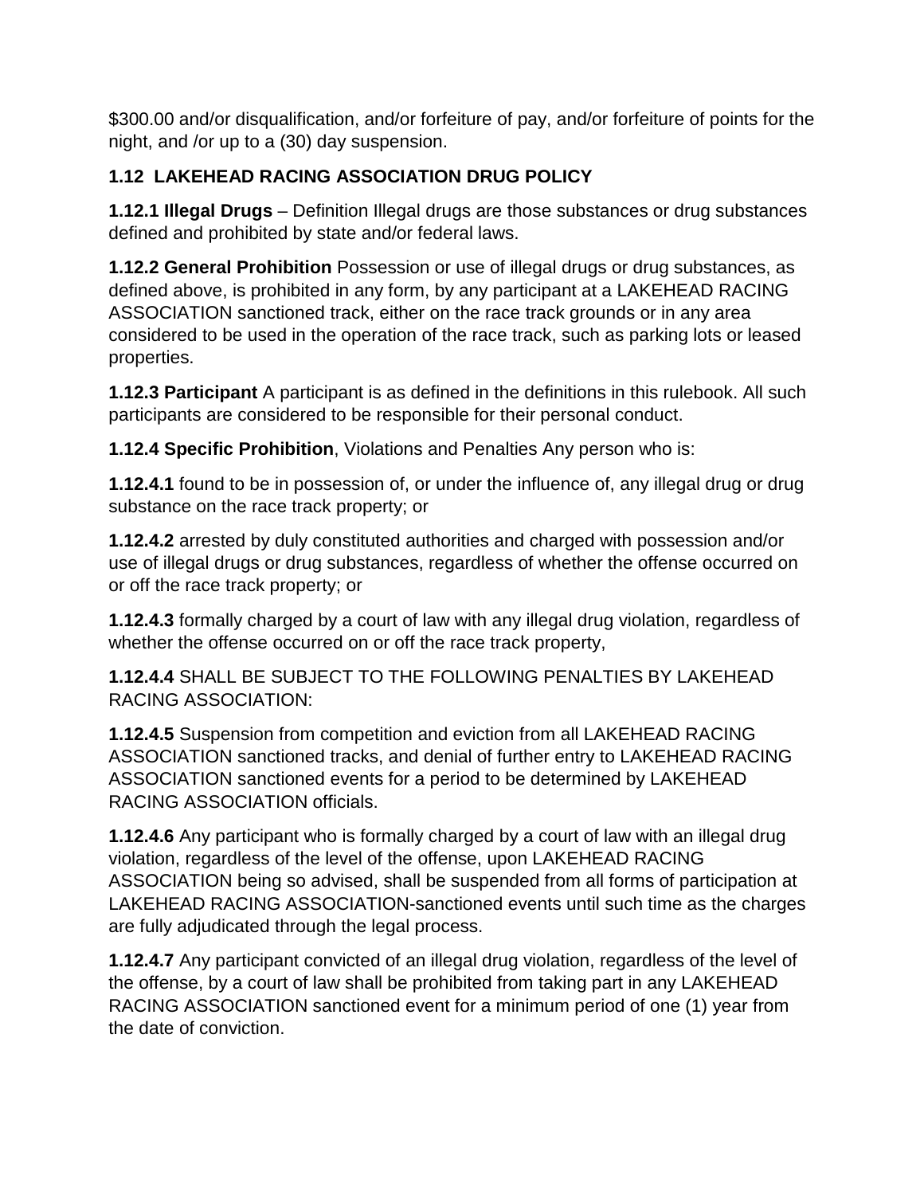$300.00 and/or disqualification, and/or forfeiture of pay, and/or forfeiture of points for the night, and /or up to a (30) day suspension.

## 1.12 LAKEHEAD RACING ASSOCIATION DRUG POLICY

**1.12.1 Illegal Drugs** – Definition Illegal drugs are those substances or drug substances defined and prohibited by state and/or federal laws.

**1.12.2 General Prohibition** Possession or use of illegal drugs or drug substances, as defined above, is prohibited in any form, by any participant at a LAKEHEAD RACING ASSOCIATION sanctioned track, either on the race track grounds or in any area considered to be used in the operation of the race track, such as parking lots or leased properties.

**1.12.3 Participant** A participant is as defined in the definitions in this rulebook. All such participants are considered to be responsible for their personal conduct.

**1.12.4 Specific Prohibition**, Violations and Penalties Any person who is:

**1.12.4.1** found to be in possession of, or under the influence of, any illegal drug or drug substance on the race track property; or

**1.12.4.2** arrested by duly constituted authorities and charged with possession and/or use of illegal drugs or drug substances, regardless of whether the offense occurred on or off the race track property; or

**1.12.4.3** formally charged by a court of law with any illegal drug violation, regardless of whether the offense occurred on or off the race track property,

**1.12.4.4** SHALL BE SUBJECT TO THE FOLLOWING PENALTIES BY LAKEHEAD RACING ASSOCIATION:

**1.12.4.5** Suspension from competition and eviction from all LAKEHEAD RACING ASSOCIATION sanctioned tracks, and denial of further entry to LAKEHEAD RACING ASSOCIATION sanctioned events for a period to be determined by LAKEHEAD RACING ASSOCIATION officials.

**1.12.4.6** Any participant who is formally charged by a court of law with an illegal drug violation, regardless of the level of the offense, upon LAKEHEAD RACING ASSOCIATION being so advised, shall be suspended from all forms of participation at LAKEHEAD RACING ASSOCIATION-sanctioned events until such time as the charges are fully adjudicated through the legal process.

**1.12.4.7** Any participant convicted of an illegal drug violation, regardless of the level of the offense, by a court of law shall be prohibited from taking part in any LAKEHEAD RACING ASSOCIATION sanctioned event for a minimum period of one (1) year from the date of conviction.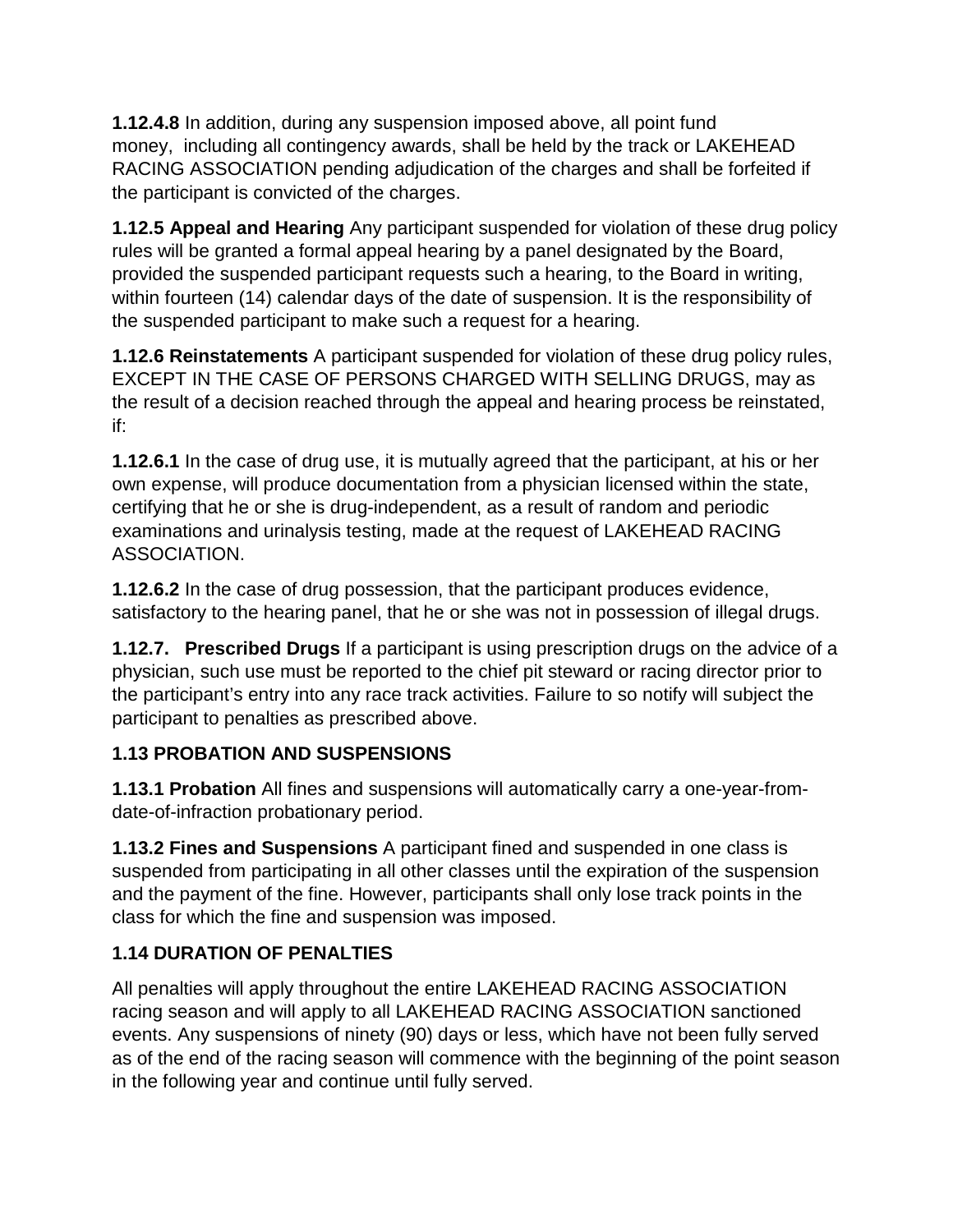**1.12.4.8** In addition, during any suspension imposed above, all point fund money, including all contingency awards, shall be held by the track or LAKEHEAD RACING ASSOCIATION pending adjudication of the charges and shall be forfeited if the participant is convicted of the charges.

**1.12.5 Appeal and Hearing** Any participant suspended for violation of these drug policy rules will be granted a formal appeal hearing by a panel designated by the Board, provided the suspended participant requests such a hearing, to the Board in writing, within fourteen (14) calendar days of the date of suspension. It is the responsibility of the suspended participant to make such a request for a hearing.

**1.12.6 Reinstatements** A participant suspended for violation of these drug policy rules, EXCEPT IN THE CASE OF PERSONS CHARGED WITH SELLING DRUGS, may as the result of a decision reached through the appeal and hearing process be reinstated, if:

**1.12.6.1** In the case of drug use, it is mutually agreed that the participant, at his or her own expense, will produce documentation from a physician licensed within the state, certifying that he or she is drug-independent, as a result of random and periodic examinations and urinalysis testing, made at the request of LAKEHEAD RACING ASSOCIATION.

**1.12.6.2** In the case of drug possession, that the participant produces evidence, satisfactory to the hearing panel, that he or she was not in possession of illegal drugs.

**1.12.7. Prescribed Drugs** If a participant is using prescription drugs on the advice of a physician, such use must be reported to the chief pit steward or racing director prior to the participant's entry into any race track activities. Failure to so notify will subject the participant to penalties as prescribed above.

### 1.13 PROBATION AND SUSPENSIONS

**1.13.1 Probation** All fines and suspensions will automatically carry a one-year-from-date-of-infraction probationary period.

**1.13.2 Fines and Suspensions** A participant fined and suspended in one class is suspended from participating in all other classes until the expiration of the suspension and the payment of the fine. However, participants shall only lose track points in the class for which the fine and suspension was imposed.

### 1.14 DURATION OF PENALTIES

All penalties will apply throughout the entire LAKEHEAD RACING ASSOCIATION racing season and will apply to all LAKEHEAD RACING ASSOCIATION sanctioned events. Any suspensions of ninety (90) days or less, which have not been fully served as of the end of the racing season will commence with the beginning of the point season in the following year and continue until fully served.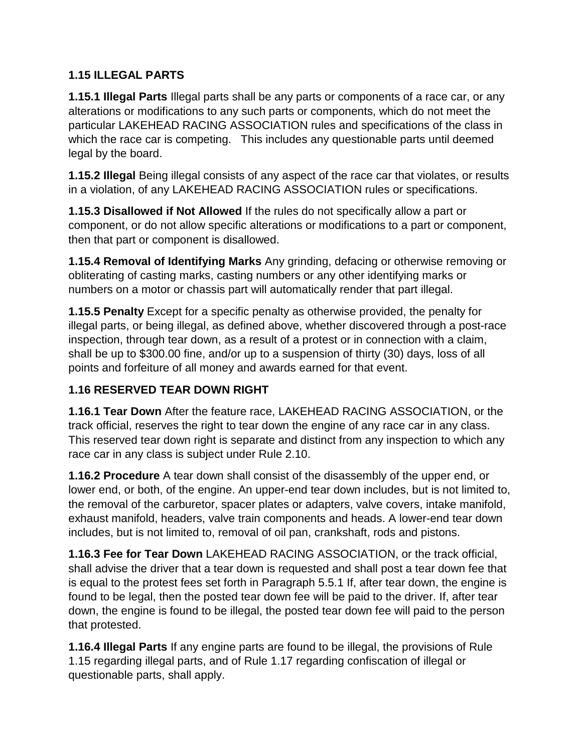### 1.15 ILLEGAL PARTS

**1.15.1 Illegal Parts** Illegal parts shall be any parts or components of a race car, or any alterations or modifications to any such parts or components, which do not meet the particular LAKEHEAD RACING ASSOCIATION rules and specifications of the class in which the race car is competing. This includes any questionable parts until deemed legal by the board.

**1.15.2 Illegal** Being illegal consists of any aspect of the race car that violates, or results in a violation, of any LAKEHEAD RACING ASSOCIATION rules or specifications.

**1.15.3 Disallowed if Not Allowed** If the rules do not specifically allow a part or component, or do not allow specific alterations or modifications to a part or component, then that part or component is disallowed.

**1.15.4 Removal of Identifying Marks** Any grinding, defacing or otherwise removing or obliterating of casting marks, casting numbers or any other identifying marks or numbers on a motor or chassis part will automatically render that part illegal.

**1.15.5 Penalty** Except for a specific penalty as otherwise provided, the penalty for illegal parts, or being illegal, as defined above, whether discovered through a post-race inspection, through tear down, as a result of a protest or in connection with a claim, shall be up to $300.00 fine, and/or up to a suspension of thirty (30) days, loss of all points and forfeiture of all money and awards earned for that event.

### 1.16 RESERVED TEAR DOWN RIGHT

**1.16.1 Tear Down** After the feature race, LAKEHEAD RACING ASSOCIATION, or the track official, reserves the right to tear down the engine of any race car in any class. This reserved tear down right is separate and distinct from any inspection to which any race car in any class is subject under Rule 2.10.

**1.16.2 Procedure** A tear down shall consist of the disassembly of the upper end, or lower end, or both, of the engine. An upper-end tear down includes, but is not limited to, the removal of the carburetor, spacer plates or adapters, valve covers, intake manifold, exhaust manifold, headers, valve train components and heads. A lower-end tear down includes, but is not limited to, removal of oil pan, crankshaft, rods and pistons.

**1.16.3 Fee for Tear Down** LAKEHEAD RACING ASSOCIATION, or the track official, shall advise the driver that a tear down is requested and shall post a tear down fee that is equal to the protest fees set forth in Paragraph 5.5.1 If, after tear down, the engine is found to be legal, then the posted tear down fee will be paid to the driver. If, after tear down, the engine is found to be illegal, the posted tear down fee will paid to the person that protested.

**1.16.4 Illegal Parts** If any engine parts are found to be illegal, the provisions of Rule 1.15 regarding illegal parts, and of Rule 1.17 regarding confiscation of illegal or questionable parts, shall apply.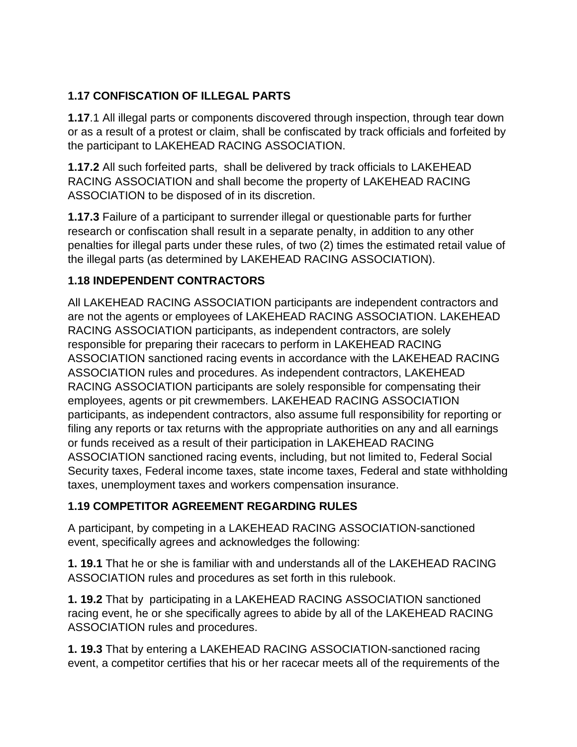### 1.17 CONFISCATION OF ILLEGAL PARTS

**1.17**.1 All illegal parts or components discovered through inspection, through tear down or as a result of a protest or claim, shall be confiscated by track officials and forfeited by the participant to LAKEHEAD RACING ASSOCIATION.

**1.17.2** All such forfeited parts, shall be delivered by track officials to LAKEHEAD RACING ASSOCIATION and shall become the property of LAKEHEAD RACING ASSOCIATION to be disposed of in its discretion.

**1.17.3** Failure of a participant to surrender illegal or questionable parts for further research or confiscation shall result in a separate penalty, in addition to any other penalties for illegal parts under these rules, of two (2) times the estimated retail value of the illegal parts (as determined by LAKEHEAD RACING ASSOCIATION).

### 1.18 INDEPENDENT CONTRACTORS

All LAKEHEAD RACING ASSOCIATION participants are independent contractors and are not the agents or employees of LAKEHEAD RACING ASSOCIATION. LAKEHEAD RACING ASSOCIATION participants, as independent contractors, are solely responsible for preparing their racecars to perform in LAKEHEAD RACING ASSOCIATION sanctioned racing events in accordance with the LAKEHEAD RACING ASSOCIATION rules and procedures. As independent contractors, LAKEHEAD RACING ASSOCIATION participants are solely responsible for compensating their employees, agents or pit crewmembers. LAKEHEAD RACING ASSOCIATION participants, as independent contractors, also assume full responsibility for reporting or filing any reports or tax returns with the appropriate authorities on any and all earnings or funds received as a result of their participation in LAKEHEAD RACING ASSOCIATION sanctioned racing events, including, but not limited to, Federal Social Security taxes, Federal income taxes, state income taxes, Federal and state withholding taxes, unemployment taxes and workers compensation insurance.

### 1.19 COMPETITOR AGREEMENT REGARDING RULES

A participant, by competing in a LAKEHEAD RACING ASSOCIATION-sanctioned event, specifically agrees and acknowledges the following:

**1. 19.1** That he or she is familiar with and understands all of the LAKEHEAD RACING ASSOCIATION rules and procedures as set forth in this rulebook.

**1. 19.2** That by participating in a LAKEHEAD RACING ASSOCIATION sanctioned racing event, he or she specifically agrees to abide by all of the LAKEHEAD RACING ASSOCIATION rules and procedures.

**1. 19.3** That by entering a LAKEHEAD RACING ASSOCIATION-sanctioned racing event, a competitor certifies that his or her racecar meets all of the requirements of the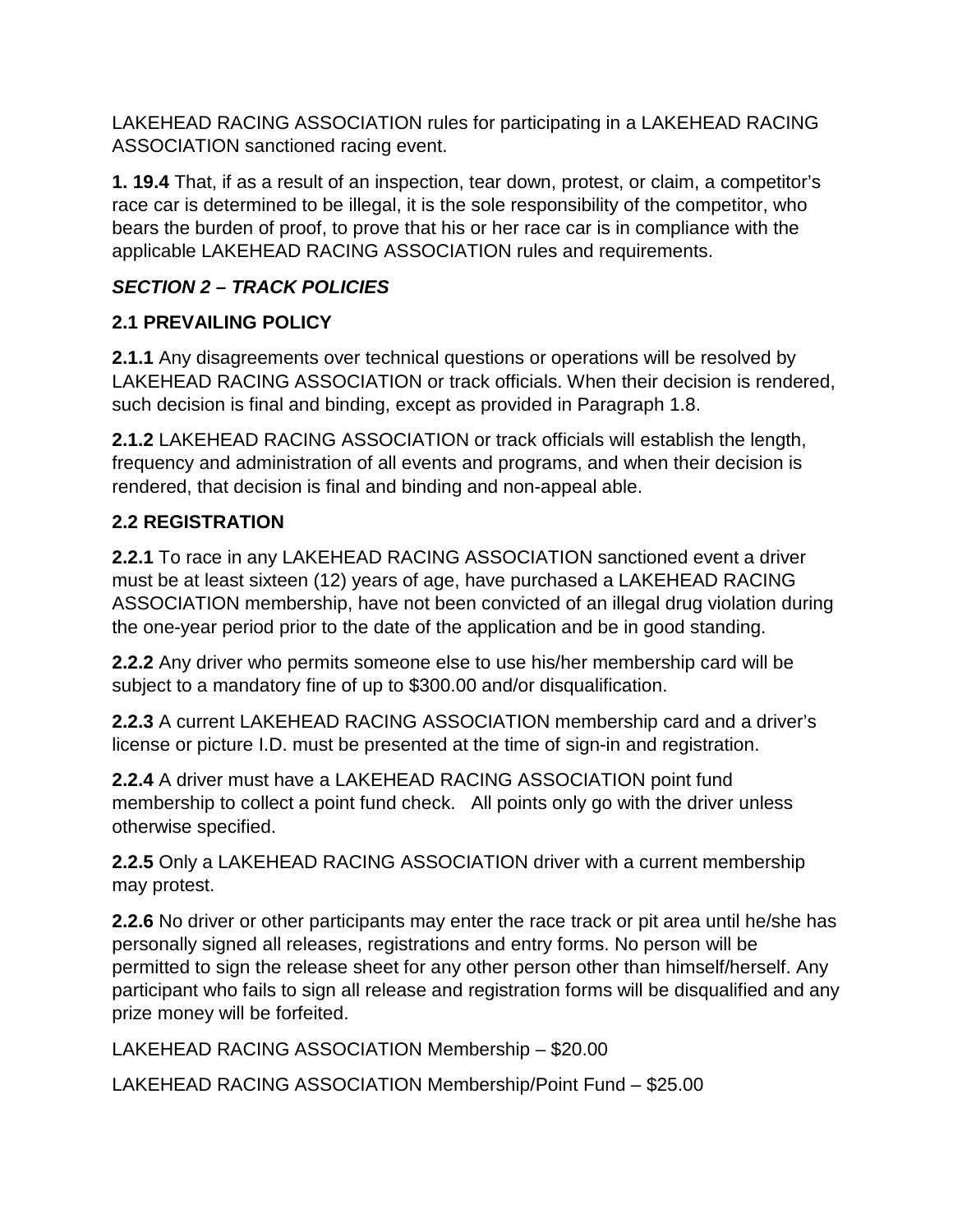LAKEHEAD RACING ASSOCIATION rules for participating in a LAKEHEAD RACING ASSOCIATION sanctioned racing event.

**1. 19.4** That, if as a result of an inspection, tear down, protest, or claim, a competitor's race car is determined to be illegal, it is the sole responsibility of the competitor, who bears the burden of proof, to prove that his or her race car is in compliance with the applicable LAKEHEAD RACING ASSOCIATION rules and requirements.

### *SECTION 2 – TRACK POLICIES*

### 2.1 PREVAILING POLICY

**2.1.1** Any disagreements over technical questions or operations will be resolved by LAKEHEAD RACING ASSOCIATION or track officials. When their decision is rendered, such decision is final and binding, except as provided in Paragraph 1.8.

**2.1.2** LAKEHEAD RACING ASSOCIATION or track officials will establish the length, frequency and administration of all events and programs, and when their decision is rendered, that decision is final and binding and non-appeal able.

### 2.2 REGISTRATION

**2.2.1** To race in any LAKEHEAD RACING ASSOCIATION sanctioned event a driver must be at least sixteen (12) years of age, have purchased a LAKEHEAD RACING ASSOCIATION membership, have not been convicted of an illegal drug violation during the one-year period prior to the date of the application and be in good standing.

**2.2.2** Any driver who permits someone else to use his/her membership card will be subject to a mandatory fine of up to $300.00 and/or disqualification.

**2.2.3** A current LAKEHEAD RACING ASSOCIATION membership card and a driver's license or picture I.D. must be presented at the time of sign-in and registration.

**2.2.4** A driver must have a LAKEHEAD RACING ASSOCIATION point fund membership to collect a point fund check. All points only go with the driver unless otherwise specified.

**2.2.5** Only a LAKEHEAD RACING ASSOCIATION driver with a current membership may protest.

**2.2.6** No driver or other participants may enter the race track or pit area until he/she has personally signed all releases, registrations and entry forms. No person will be permitted to sign the release sheet for any other person other than himself/herself. Any participant who fails to sign all release and registration forms will be disqualified and any prize money will be forfeited.

LAKEHEAD RACING ASSOCIATION Membership – $20.00

LAKEHEAD RACING ASSOCIATION Membership/Point Fund – $25.00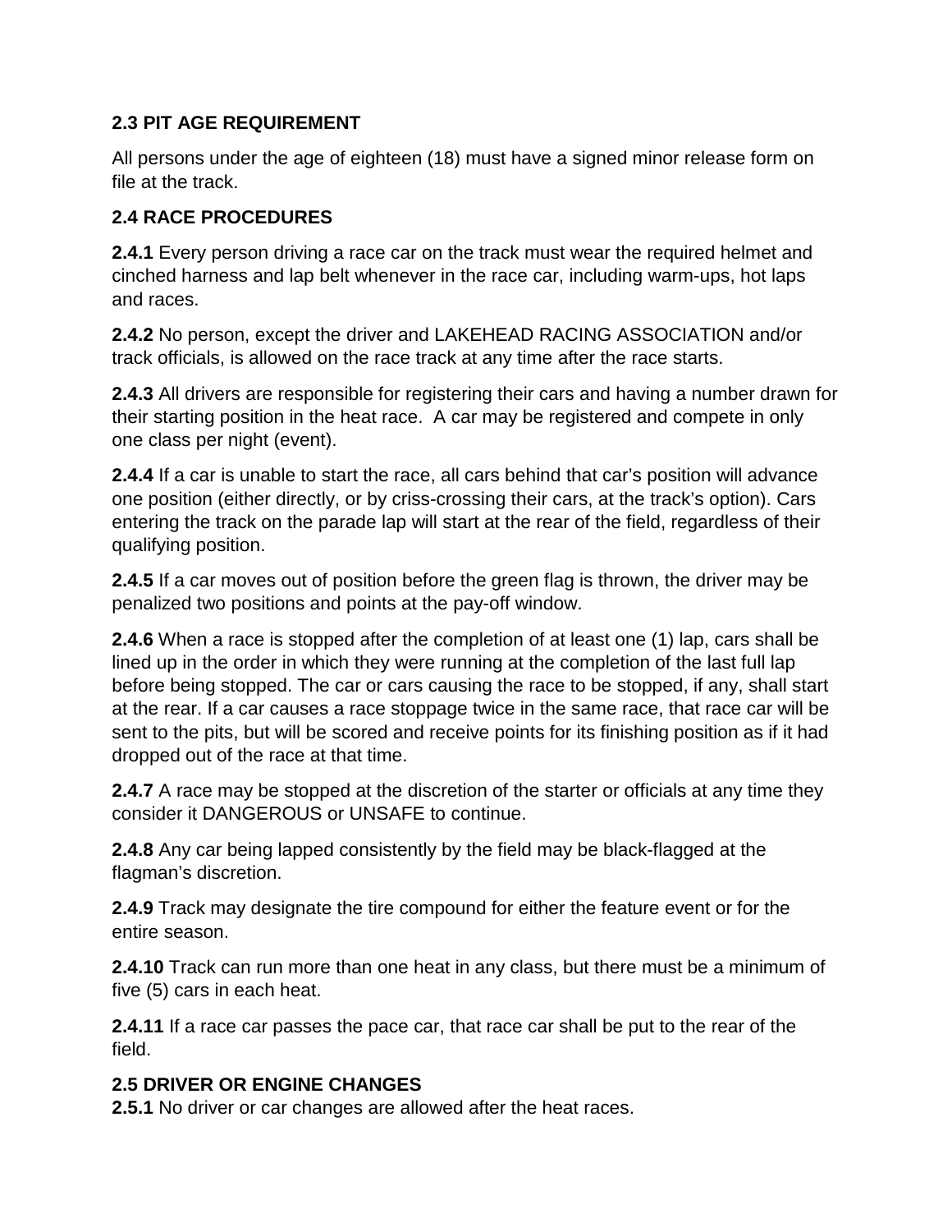## 2.3 PIT AGE REQUIREMENT

All persons under the age of eighteen (18) must have a signed minor release form on file at the track.

## 2.4 RACE PROCEDURES

**2.4.1** Every person driving a race car on the track must wear the required helmet and cinched harness and lap belt whenever in the race car, including warm-ups, hot laps and races.

**2.4.2** No person, except the driver and LAKEHEAD RACING ASSOCIATION and/or track officials, is allowed on the race track at any time after the race starts.

**2.4.3** All drivers are responsible for registering their cars and having a number drawn for their starting position in the heat race. A car may be registered and compete in only one class per night (event).

**2.4.4** If a car is unable to start the race, all cars behind that car's position will advance one position (either directly, or by criss-crossing their cars, at the track's option). Cars entering the track on the parade lap will start at the rear of the field, regardless of their qualifying position.

**2.4.5** If a car moves out of position before the green flag is thrown, the driver may be penalized two positions and points at the pay-off window.

**2.4.6** When a race is stopped after the completion of at least one (1) lap, cars shall be lined up in the order in which they were running at the completion of the last full lap before being stopped. The car or cars causing the race to be stopped, if any, shall start at the rear. If a car causes a race stoppage twice in the same race, that race car will be sent to the pits, but will be scored and receive points for its finishing position as if it had dropped out of the race at that time.

**2.4.7** A race may be stopped at the discretion of the starter or officials at any time they consider it DANGEROUS or UNSAFE to continue.

**2.4.8** Any car being lapped consistently by the field may be black-flagged at the flagman's discretion.

**2.4.9** Track may designate the tire compound for either the feature event or for the entire season.

**2.4.10** Track can run more than one heat in any class, but there must be a minimum of five (5) cars in each heat.

**2.4.11** If a race car passes the pace car, that race car shall be put to the rear of the field.

## 2.5 DRIVER OR ENGINE CHANGES

**2.5.1** No driver or car changes are allowed after the heat races.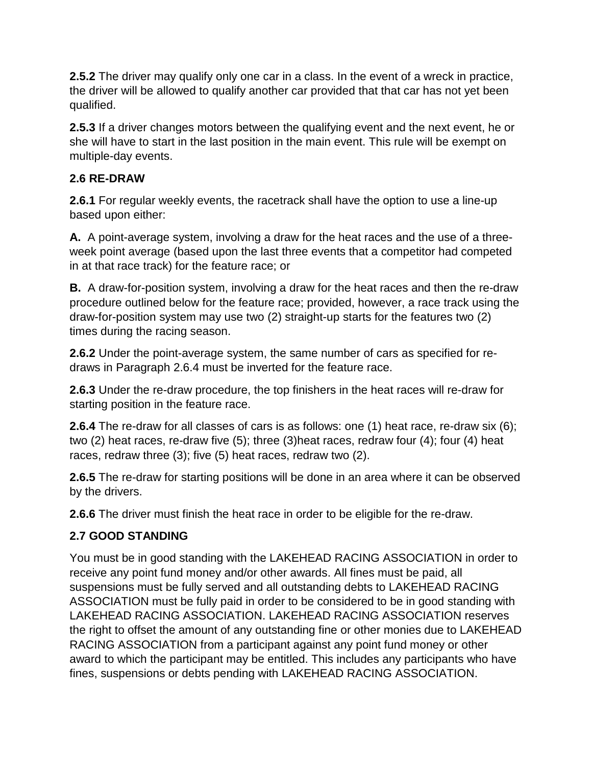**2.5.2** The driver may qualify only one car in a class. In the event of a wreck in practice, the driver will be allowed to qualify another car provided that that car has not yet been qualified.

**2.5.3** If a driver changes motors between the qualifying event and the next event, he or she will have to start in the last position in the main event. This rule will be exempt on multiple-day events.

### 2.6 RE-DRAW

**2.6.1** For regular weekly events, the racetrack shall have the option to use a line-up based upon either:

**A.** A point-average system, involving a draw for the heat races and the use of a three-week point average (based upon the last three events that a competitor had competed in at that race track) for the feature race; or

**B.** A draw-for-position system, involving a draw for the heat races and then the re-draw procedure outlined below for the feature race; provided, however, a race track using the draw-for-position system may use two (2) straight-up starts for the features two (2) times during the racing season.

**2.6.2** Under the point-average system, the same number of cars as specified for re-draws in Paragraph 2.6.4 must be inverted for the feature race.

**2.6.3** Under the re-draw procedure, the top finishers in the heat races will re-draw for starting position in the feature race.

**2.6.4** The re-draw for all classes of cars is as follows: one (1) heat race, re-draw six (6); two (2) heat races, re-draw five (5); three (3)heat races, redraw four (4); four (4) heat races, redraw three (3); five (5) heat races, redraw two (2).

**2.6.5** The re-draw for starting positions will be done in an area where it can be observed by the drivers.

**2.6.6** The driver must finish the heat race in order to be eligible for the re-draw.

### 2.7 GOOD STANDING

You must be in good standing with the LAKEHEAD RACING ASSOCIATION in order to receive any point fund money and/or other awards. All fines must be paid, all suspensions must be fully served and all outstanding debts to LAKEHEAD RACING ASSOCIATION must be fully paid in order to be considered to be in good standing with LAKEHEAD RACING ASSOCIATION. LAKEHEAD RACING ASSOCIATION reserves the right to offset the amount of any outstanding fine or other monies due to LAKEHEAD RACING ASSOCIATION from a participant against any point fund money or other award to which the participant may be entitled. This includes any participants who have fines, suspensions or debts pending with LAKEHEAD RACING ASSOCIATION.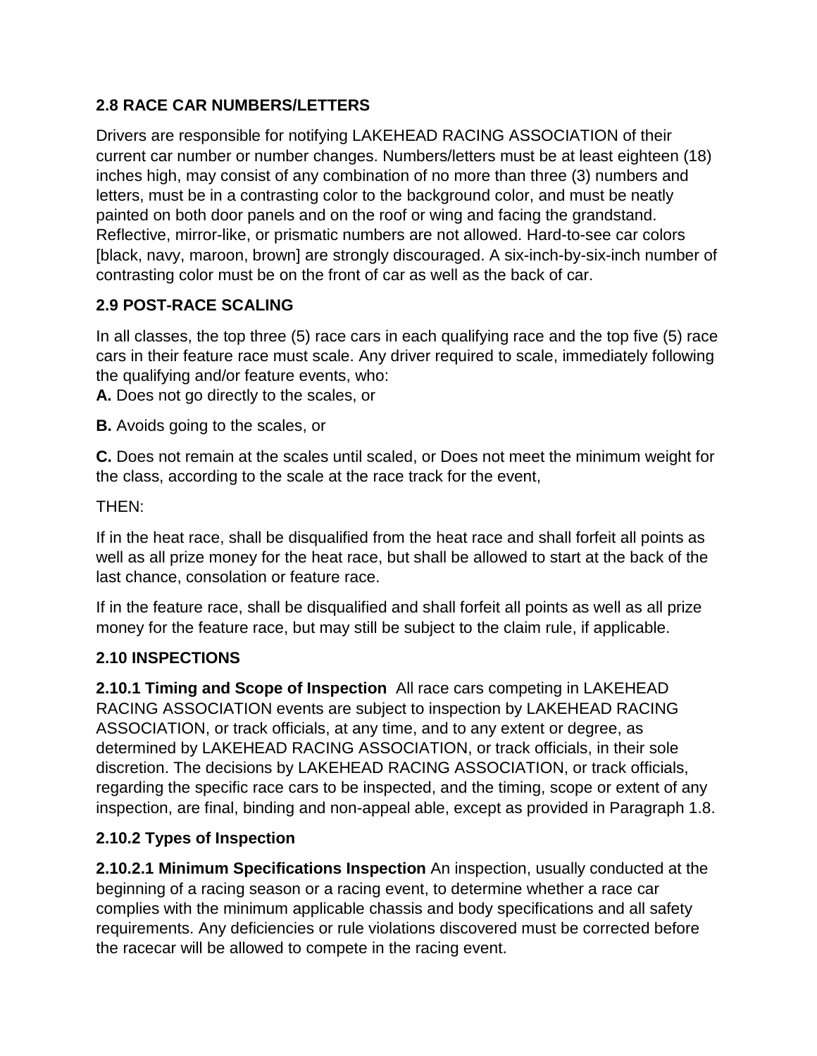### 2.8 RACE CAR NUMBERS/LETTERS

Drivers are responsible for notifying LAKEHEAD RACING ASSOCIATION of their current car number or number changes. Numbers/letters must be at least eighteen (18) inches high, may consist of any combination of no more than three (3) numbers and letters, must be in a contrasting color to the background color, and must be neatly painted on both door panels and on the roof or wing and facing the grandstand. Reflective, mirror-like, or prismatic numbers are not allowed. Hard-to-see car colors [black, navy, maroon, brown] are strongly discouraged. A six-inch-by-six-inch number of contrasting color must be on the front of car as well as the back of car.

### 2.9 POST-RACE SCALING

In all classes, the top three (5) race cars in each qualifying race and the top five (5) race cars in their feature race must scale. Any driver required to scale, immediately following the qualifying and/or feature events, who:

**A.** Does not go directly to the scales, or

**B.** Avoids going to the scales, or

**C.** Does not remain at the scales until scaled, or Does not meet the minimum weight for the class, according to the scale at the race track for the event,

THEN:

If in the heat race, shall be disqualified from the heat race and shall forfeit all points as well as all prize money for the heat race, but shall be allowed to start at the back of the last chance, consolation or feature race.

If in the feature race, shall be disqualified and shall forfeit all points as well as all prize money for the feature race, but may still be subject to the claim rule, if applicable.

### 2.10 INSPECTIONS

**2.10.1 Timing and Scope of Inspection** All race cars competing in LAKEHEAD RACING ASSOCIATION events are subject to inspection by LAKEHEAD RACING ASSOCIATION, or track officials, at any time, and to any extent or degree, as determined by LAKEHEAD RACING ASSOCIATION, or track officials, in their sole discretion. The decisions by LAKEHEAD RACING ASSOCIATION, or track officials, regarding the specific race cars to be inspected, and the timing, scope or extent of any inspection, are final, binding and non-appeal able, except as provided in Paragraph 1.8.

**2.10.2 Types of Inspection**

**2.10.2.1 Minimum Specifications Inspection** An inspection, usually conducted at the beginning of a racing season or a racing event, to determine whether a race car complies with the minimum applicable chassis and body specifications and all safety requirements. Any deficiencies or rule violations discovered must be corrected before the racecar will be allowed to compete in the racing event.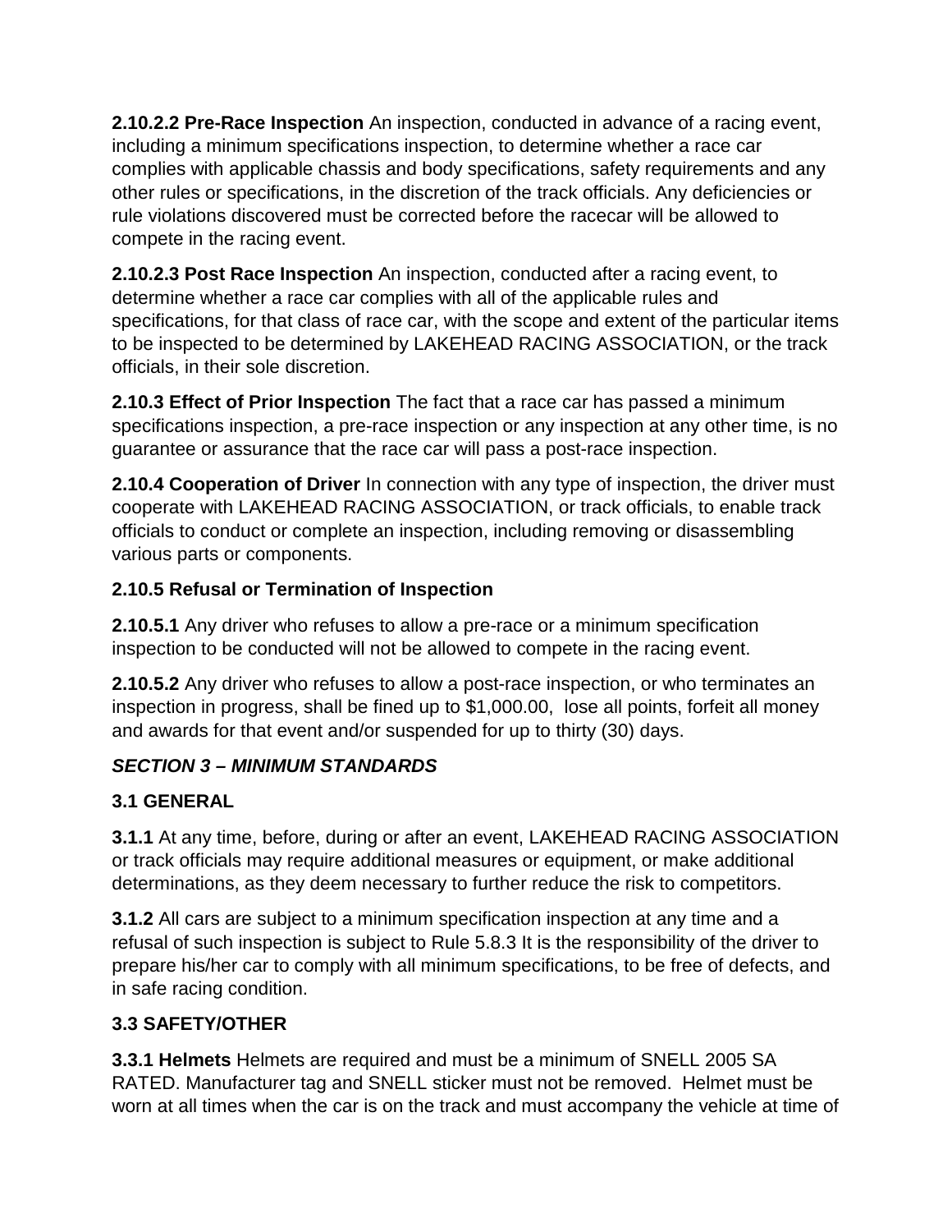**2.10.2.2 Pre-Race Inspection** An inspection, conducted in advance of a racing event, including a minimum specifications inspection, to determine whether a race car complies with applicable chassis and body specifications, safety requirements and any other rules or specifications, in the discretion of the track officials. Any deficiencies or rule violations discovered must be corrected before the racecar will be allowed to compete in the racing event.

**2.10.2.3 Post Race Inspection** An inspection, conducted after a racing event, to determine whether a race car complies with all of the applicable rules and specifications, for that class of race car, with the scope and extent of the particular items to be inspected to be determined by LAKEHEAD RACING ASSOCIATION, or the track officials, in their sole discretion.

**2.10.3 Effect of Prior Inspection** The fact that a race car has passed a minimum specifications inspection, a pre-race inspection or any inspection at any other time, is no guarantee or assurance that the race car will pass a post-race inspection.

**2.10.4 Cooperation of Driver** In connection with any type of inspection, the driver must cooperate with LAKEHEAD RACING ASSOCIATION, or track officials, to enable track officials to conduct or complete an inspection, including removing or disassembling various parts or components.

**2.10.5 Refusal or Termination of Inspection**

**2.10.5.1** Any driver who refuses to allow a pre-race or a minimum specification inspection to be conducted will not be allowed to compete in the racing event.

**2.10.5.2** Any driver who refuses to allow a post-race inspection, or who terminates an inspection in progress, shall be fined up to $1,000.00, lose all points, forfeit all money and awards for that event and/or suspended for up to thirty (30) days.

***SECTION 3 – MINIMUM STANDARDS***

**3.1 GENERAL**

**3.1.1** At any time, before, during or after an event, LAKEHEAD RACING ASSOCIATION or track officials may require additional measures or equipment, or make additional determinations, as they deem necessary to further reduce the risk to competitors.

**3.1.2** All cars are subject to a minimum specification inspection at any time and a refusal of such inspection is subject to Rule 5.8.3 It is the responsibility of the driver to prepare his/her car to comply with all minimum specifications, to be free of defects, and in safe racing condition.

**3.3 SAFETY/OTHER**

**3.3.1 Helmets** Helmets are required and must be a minimum of SNELL 2005 SA RATED. Manufacturer tag and SNELL sticker must not be removed. Helmet must be worn at all times when the car is on the track and must accompany the vehicle at time of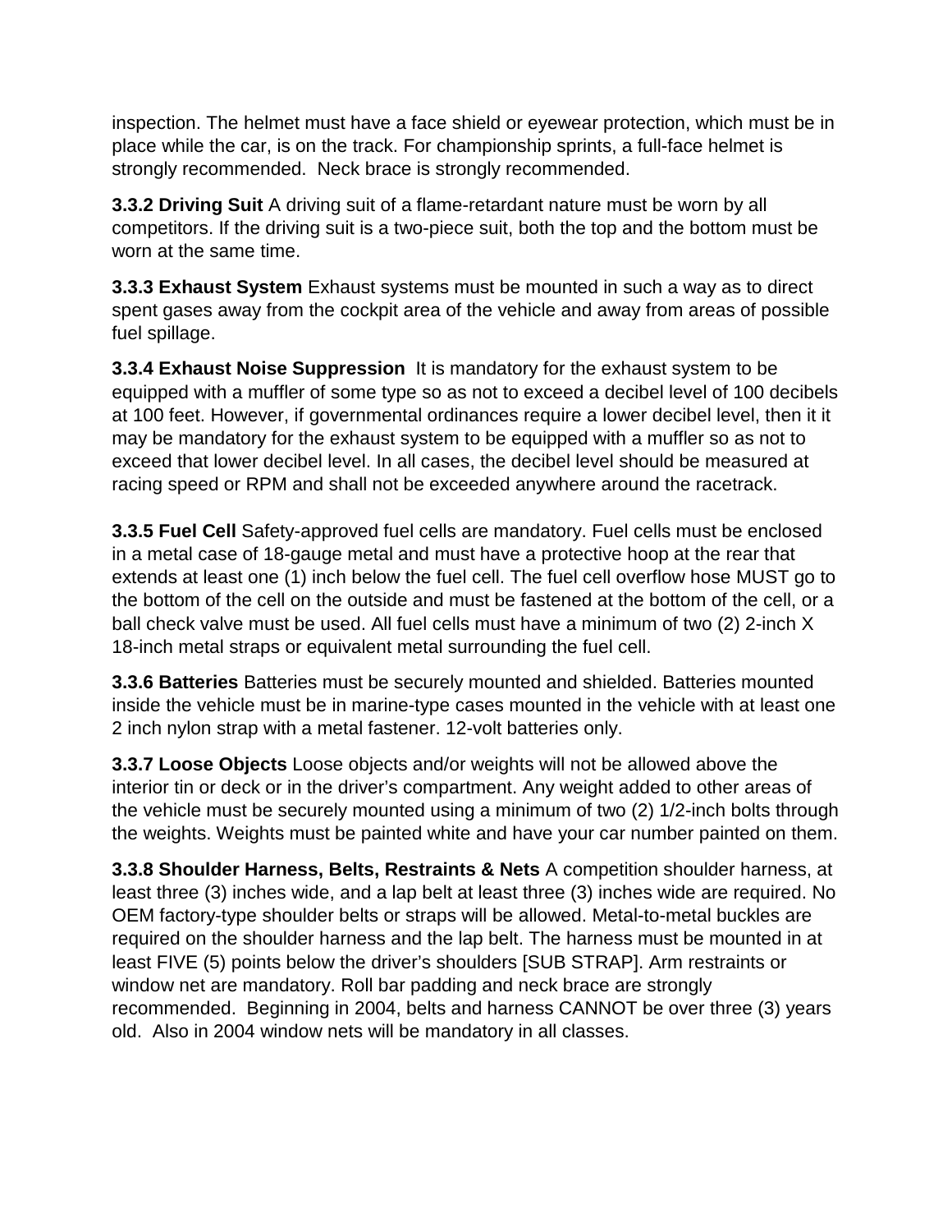inspection. The helmet must have a face shield or eyewear protection, which must be in place while the car, is on the track. For championship sprints, a full-face helmet is strongly recommended.  Neck brace is strongly recommended.

**3.3.2 Driving Suit** A driving suit of a flame-retardant nature must be worn by all competitors. If the driving suit is a two-piece suit, both the top and the bottom must be worn at the same time.

**3.3.3 Exhaust System** Exhaust systems must be mounted in such a way as to direct spent gases away from the cockpit area of the vehicle and away from areas of possible fuel spillage.

**3.3.4 Exhaust Noise Suppression**  It is mandatory for the exhaust system to be equipped with a muffler of some type so as not to exceed a decibel level of 100 decibels at 100 feet. However, if governmental ordinances require a lower decibel level, then it it may be mandatory for the exhaust system to be equipped with a muffler so as not to exceed that lower decibel level. In all cases, the decibel level should be measured at racing speed or RPM and shall not be exceeded anywhere around the racetrack.

**3.3.5 Fuel Cell** Safety-approved fuel cells are mandatory. Fuel cells must be enclosed in a metal case of 18-gauge metal and must have a protective hoop at the rear that extends at least one (1) inch below the fuel cell. The fuel cell overflow hose MUST go to the bottom of the cell on the outside and must be fastened at the bottom of the cell, or a ball check valve must be used. All fuel cells must have a minimum of two (2) 2-inch X 18-inch metal straps or equivalent metal surrounding the fuel cell.

**3.3.6 Batteries** Batteries must be securely mounted and shielded. Batteries mounted inside the vehicle must be in marine-type cases mounted in the vehicle with at least one 2 inch nylon strap with a metal fastener. 12-volt batteries only.

**3.3.7 Loose Objects** Loose objects and/or weights will not be allowed above the interior tin or deck or in the driver's compartment. Any weight added to other areas of the vehicle must be securely mounted using a minimum of two (2) 1/2-inch bolts through the weights. Weights must be painted white and have your car number painted on them.

**3.3.8 Shoulder Harness, Belts, Restraints & Nets** A competition shoulder harness, at least three (3) inches wide, and a lap belt at least three (3) inches wide are required. No OEM factory-type shoulder belts or straps will be allowed. Metal-to-metal buckles are required on the shoulder harness and the lap belt. The harness must be mounted in at least FIVE (5) points below the driver's shoulders [SUB STRAP]. Arm restraints or window net are mandatory. Roll bar padding and neck brace are strongly recommended.  Beginning in 2004, belts and harness CANNOT be over three (3) years old.  Also in 2004 window nets will be mandatory in all classes.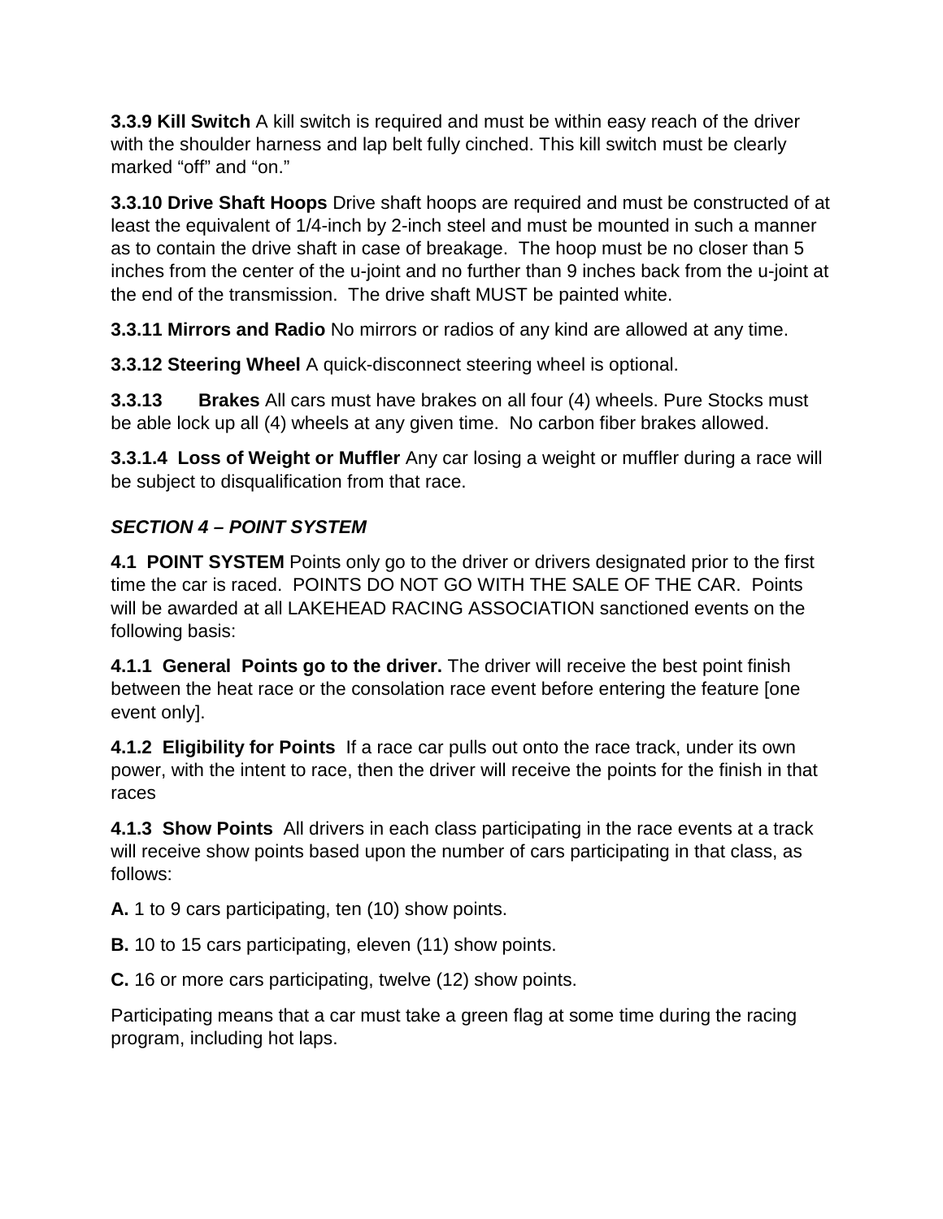**3.3.9 Kill Switch** A kill switch is required and must be within easy reach of the driver with the shoulder harness and lap belt fully cinched. This kill switch must be clearly marked “off” and “on.”

**3.3.10 Drive Shaft Hoops** Drive shaft hoops are required and must be constructed of at least the equivalent of 1/4-inch by 2-inch steel and must be mounted in such a manner as to contain the drive shaft in case of breakage. The hoop must be no closer than 5 inches from the center of the u-joint and no further than 9 inches back from the u-joint at the end of the transmission. The drive shaft MUST be painted white.

**3.3.11 Mirrors and Radio** No mirrors or radios of any kind are allowed at any time.

**3.3.12 Steering Wheel** A quick-disconnect steering wheel is optional.

**3.3.13 Brakes** All cars must have brakes on all four (4) wheels. Pure Stocks must be able lock up all (4) wheels at any given time. No carbon fiber brakes allowed.

**3.3.1.4 Loss of Weight or Muffler** Any car losing a weight or muffler during a race will be subject to disqualification from that race.

## *SECTION 4 – POINT SYSTEM*

**4.1 POINT SYSTEM** Points only go to the driver or drivers designated prior to the first time the car is raced. POINTS DO NOT GO WITH THE SALE OF THE CAR. Points will be awarded at all LAKEHEAD RACING ASSOCIATION sanctioned events on the following basis:

**4.1.1 General Points go to the driver.** The driver will receive the best point finish between the heat race or the consolation race event before entering the feature [one event only].

**4.1.2 Eligibility for Points** If a race car pulls out onto the race track, under its own power, with the intent to race, then the driver will receive the points for the finish in that races

**4.1.3 Show Points** All drivers in each class participating in the race events at a track will receive show points based upon the number of cars participating in that class, as follows:

**A.** 1 to 9 cars participating, ten (10) show points.

**B.** 10 to 15 cars participating, eleven (11) show points.

**C.** 16 or more cars participating, twelve (12) show points.

Participating means that a car must take a green flag at some time during the racing program, including hot laps.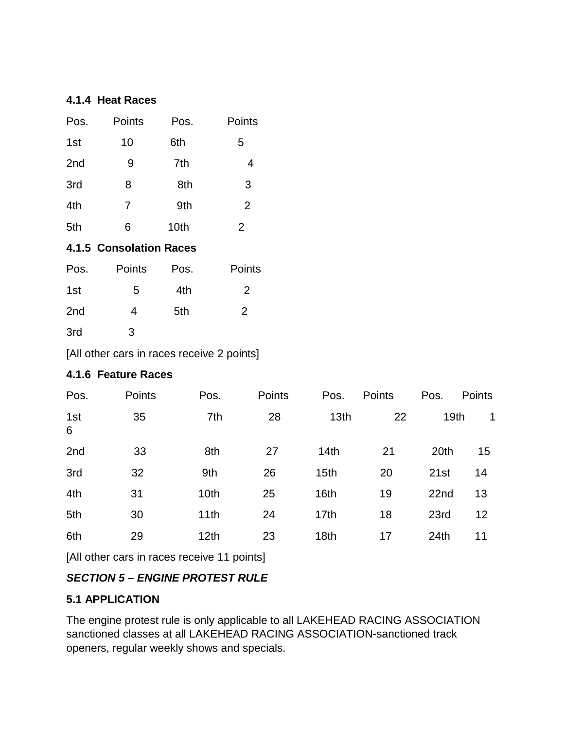#### 4.1.4 Heat Races

| Pos. | Points | Pos. | Points |
|---|---|---|---|
| 1st | 10 | 6th | 5 |
| 2nd | 9 | 7th | 4 |
| 3rd | 8 | 8th | 3 |
| 4th | 7 | 9th | 2 |
| 5th | 6 | 10th | 2 |

#### 4.1.5 Consolation Races

| Pos. | Points | Pos. | Points |
|---|---|---|---|
| 1st | 5 | 4th | 2 |
| 2nd | 4 | 5th | 2 |
| 3rd | 3 | | |

[All other cars in races receive 2 points]

#### 4.1.6 Feature Races

| Pos. | Points | Pos. | Points | Pos. | Points | Pos. | Points |
|---|---|---|---|---|---|---|---|
| 1st | 35 | 7th | 28 | 13th | 22 | 19th | 16 |
| 2nd | 33 | 8th | 27 | 14th | 21 | 20th | 15 |
| 3rd | 32 | 9th | 26 | 15th | 20 | 21st | 14 |
| 4th | 31 | 10th | 25 | 16th | 19 | 22nd | 13 |
| 5th | 30 | 11th | 24 | 17th | 18 | 23rd | 12 |
| 6th | 29 | 12th | 23 | 18th | 17 | 24th | 11 |

[All other cars in races receive 11 points]

## *SECTION 5 – ENGINE PROTEST RULE*

### 5.1 APPLICATION

The engine protest rule is only applicable to all LAKEHEAD RACING ASSOCIATION sanctioned classes at all LAKEHEAD RACING ASSOCIATION-sanctioned track openers, regular weekly shows and specials.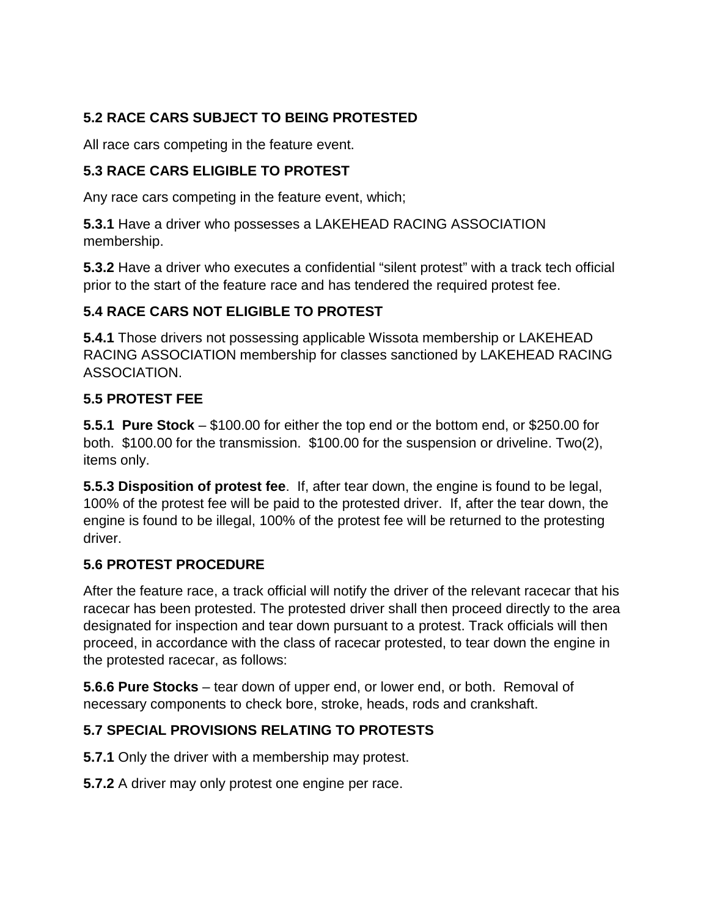### 5.2 RACE CARS SUBJECT TO BEING PROTESTED

All race cars competing in the feature event.

### 5.3 RACE CARS ELIGIBLE TO PROTEST

Any race cars competing in the feature event, which;

**5.3.1** Have a driver who possesses a LAKEHEAD RACING ASSOCIATION membership.

**5.3.2** Have a driver who executes a confidential “silent protest” with a track tech official prior to the start of the feature race and has tendered the required protest fee.

### 5.4 RACE CARS NOT ELIGIBLE TO PROTEST

**5.4.1** Those drivers not possessing applicable Wissota membership or LAKEHEAD RACING ASSOCIATION membership for classes sanctioned by LAKEHEAD RACING ASSOCIATION.

### 5.5 PROTEST FEE

**5.5.1 Pure Stock** – $100.00 for either the top end or the bottom end, or $250.00 for both. $100.00 for the transmission. $100.00 for the suspension or driveline. Two(2), items only.

**5.5.3 Disposition of protest fee**. If, after tear down, the engine is found to be legal, 100% of the protest fee will be paid to the protested driver. If, after the tear down, the engine is found to be illegal, 100% of the protest fee will be returned to the protesting driver.

### 5.6 PROTEST PROCEDURE

After the feature race, a track official will notify the driver of the relevant racecar that his racecar has been protested. The protested driver shall then proceed directly to the area designated for inspection and tear down pursuant to a protest. Track officials will then proceed, in accordance with the class of racecar protested, to tear down the engine in the protested racecar, as follows:

**5.6.6 Pure Stocks** – tear down of upper end, or lower end, or both. Removal of necessary components to check bore, stroke, heads, rods and crankshaft.

### 5.7 SPECIAL PROVISIONS RELATING TO PROTESTS

**5.7.1** Only the driver with a membership may protest.

**5.7.2** A driver may only protest one engine per race.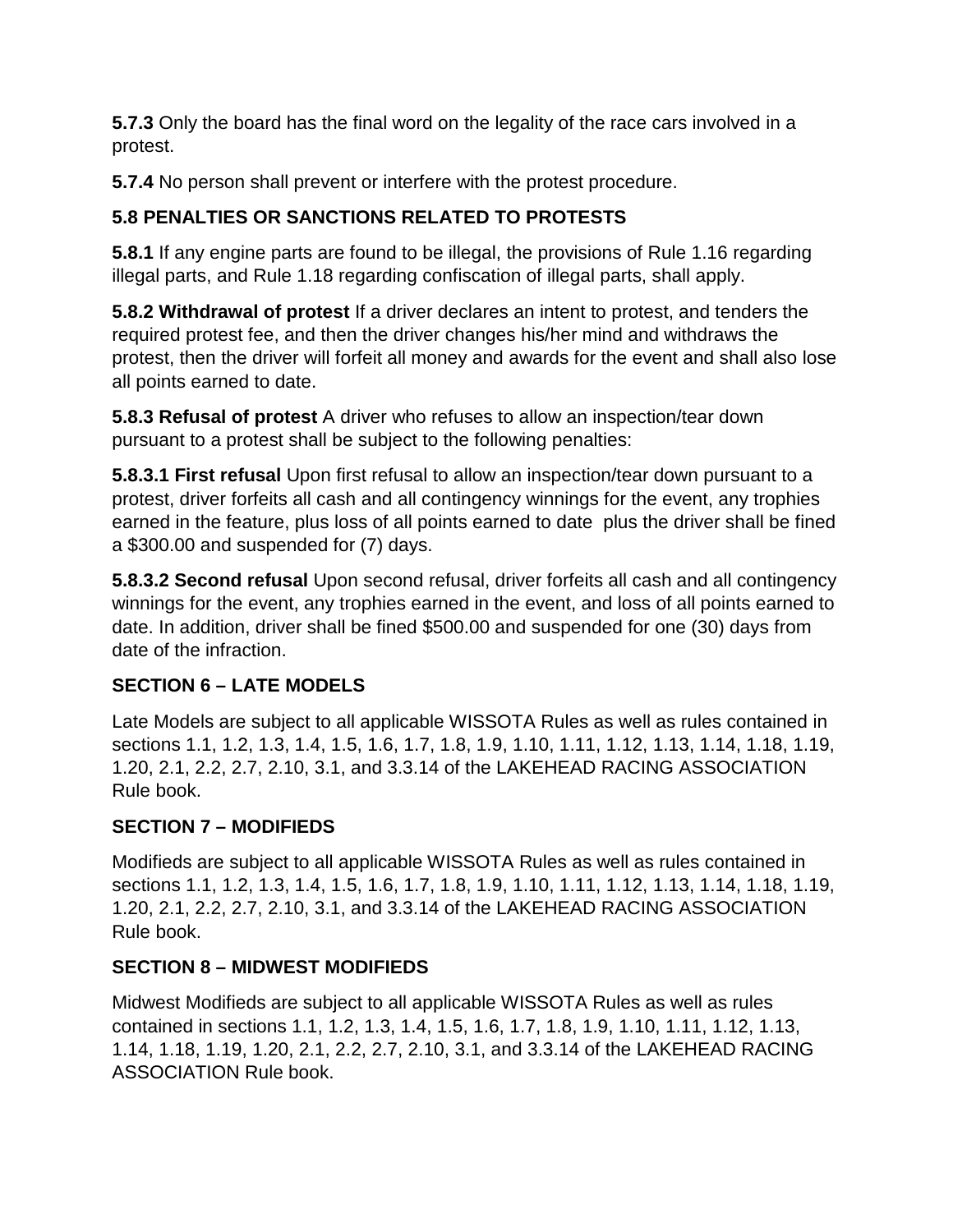**5.7.3** Only the board has the final word on the legality of the race cars involved in a protest.

**5.7.4** No person shall prevent or interfere with the protest procedure.

### 5.8 PENALTIES OR SANCTIONS RELATED TO PROTESTS

**5.8.1** If any engine parts are found to be illegal, the provisions of Rule 1.16 regarding illegal parts, and Rule 1.18 regarding confiscation of illegal parts, shall apply.

**5.8.2 Withdrawal of protest** If a driver declares an intent to protest, and tenders the required protest fee, and then the driver changes his/her mind and withdraws the protest, then the driver will forfeit all money and awards for the event and shall also lose all points earned to date.

**5.8.3 Refusal of protest** A driver who refuses to allow an inspection/tear down pursuant to a protest shall be subject to the following penalties:

**5.8.3.1 First refusal** Upon first refusal to allow an inspection/tear down pursuant to a protest, driver forfeits all cash and all contingency winnings for the event, any trophies earned in the feature, plus loss of all points earned to date plus the driver shall be fined a $300.00 and suspended for (7) days.

**5.8.3.2 Second refusal** Upon second refusal, driver forfeits all cash and all contingency winnings for the event, any trophies earned in the event, and loss of all points earned to date. In addition, driver shall be fined $500.00 and suspended for one (30) days from date of the infraction.

## SECTION 6 – LATE MODELS

Late Models are subject to all applicable WISSOTA Rules as well as rules contained in sections 1.1, 1.2, 1.3, 1.4, 1.5, 1.6, 1.7, 1.8, 1.9, 1.10, 1.11, 1.12, 1.13, 1.14, 1.18, 1.19, 1.20, 2.1, 2.2, 2.7, 2.10, 3.1, and 3.3.14 of the LAKEHEAD RACING ASSOCIATION Rule book.

## SECTION 7 – MODIFIEDS

Modifieds are subject to all applicable WISSOTA Rules as well as rules contained in sections 1.1, 1.2, 1.3, 1.4, 1.5, 1.6, 1.7, 1.8, 1.9, 1.10, 1.11, 1.12, 1.13, 1.14, 1.18, 1.19, 1.20, 2.1, 2.2, 2.7, 2.10, 3.1, and 3.3.14 of the LAKEHEAD RACING ASSOCIATION Rule book.

## SECTION 8 – MIDWEST MODIFIEDS

Midwest Modifieds are subject to all applicable WISSOTA Rules as well as rules contained in sections 1.1, 1.2, 1.3, 1.4, 1.5, 1.6, 1.7, 1.8, 1.9, 1.10, 1.11, 1.12, 1.13, 1.14, 1.18, 1.19, 1.20, 2.1, 2.2, 2.7, 2.10, 3.1, and 3.3.14 of the LAKEHEAD RACING ASSOCIATION Rule book.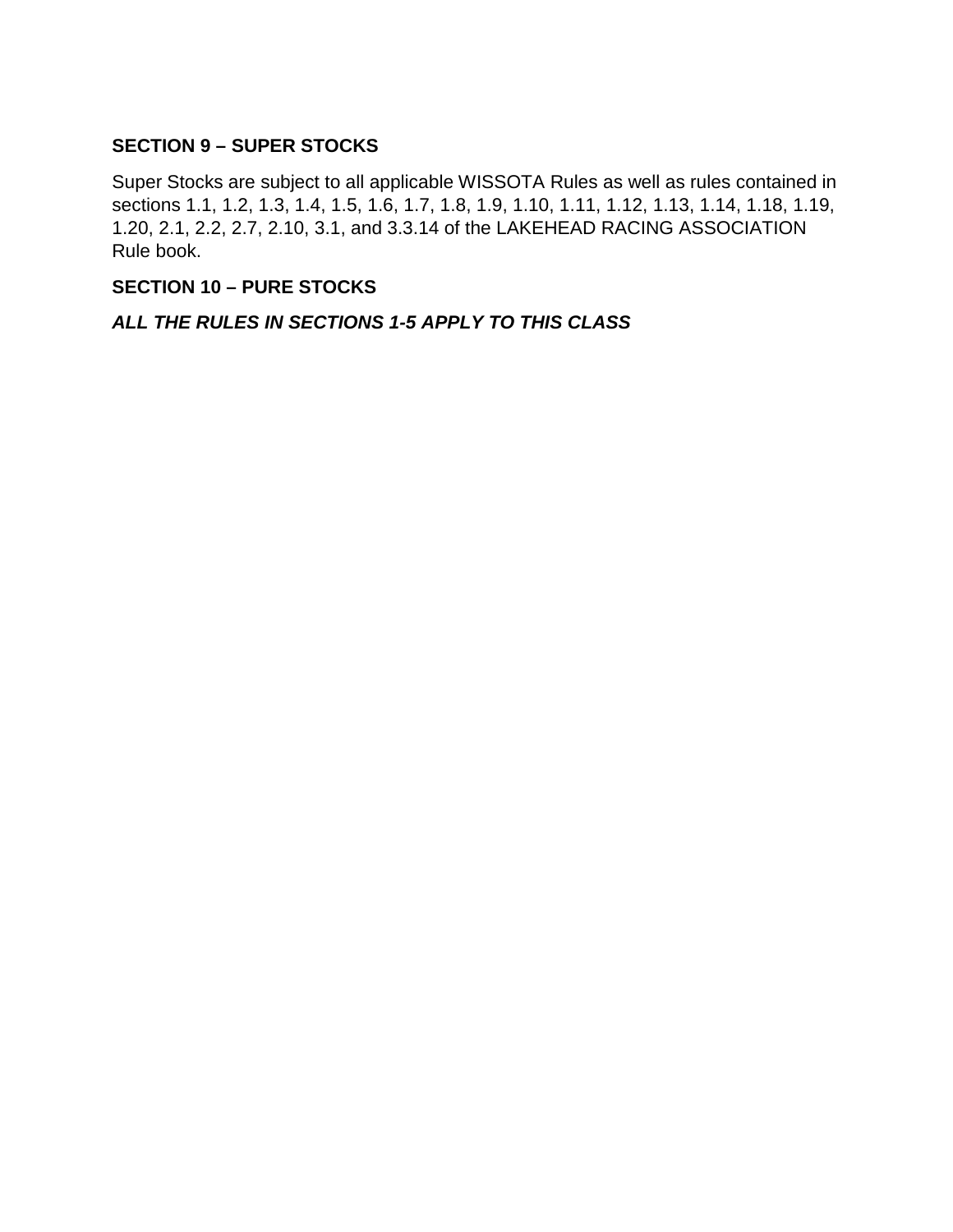## SECTION 9 – SUPER STOCKS

Super Stocks are subject to all applicable WISSOTA Rules as well as rules contained in sections 1.1, 1.2, 1.3, 1.4, 1.5, 1.6, 1.7, 1.8, 1.9, 1.10, 1.11, 1.12, 1.13, 1.14, 1.18, 1.19, 1.20, 2.1, 2.2, 2.7, 2.10, 3.1, and 3.3.14 of the LAKEHEAD RACING ASSOCIATION Rule book.

## SECTION 10 – PURE STOCKS

***ALL THE RULES IN SECTIONS 1-5 APPLY TO THIS CLASS***